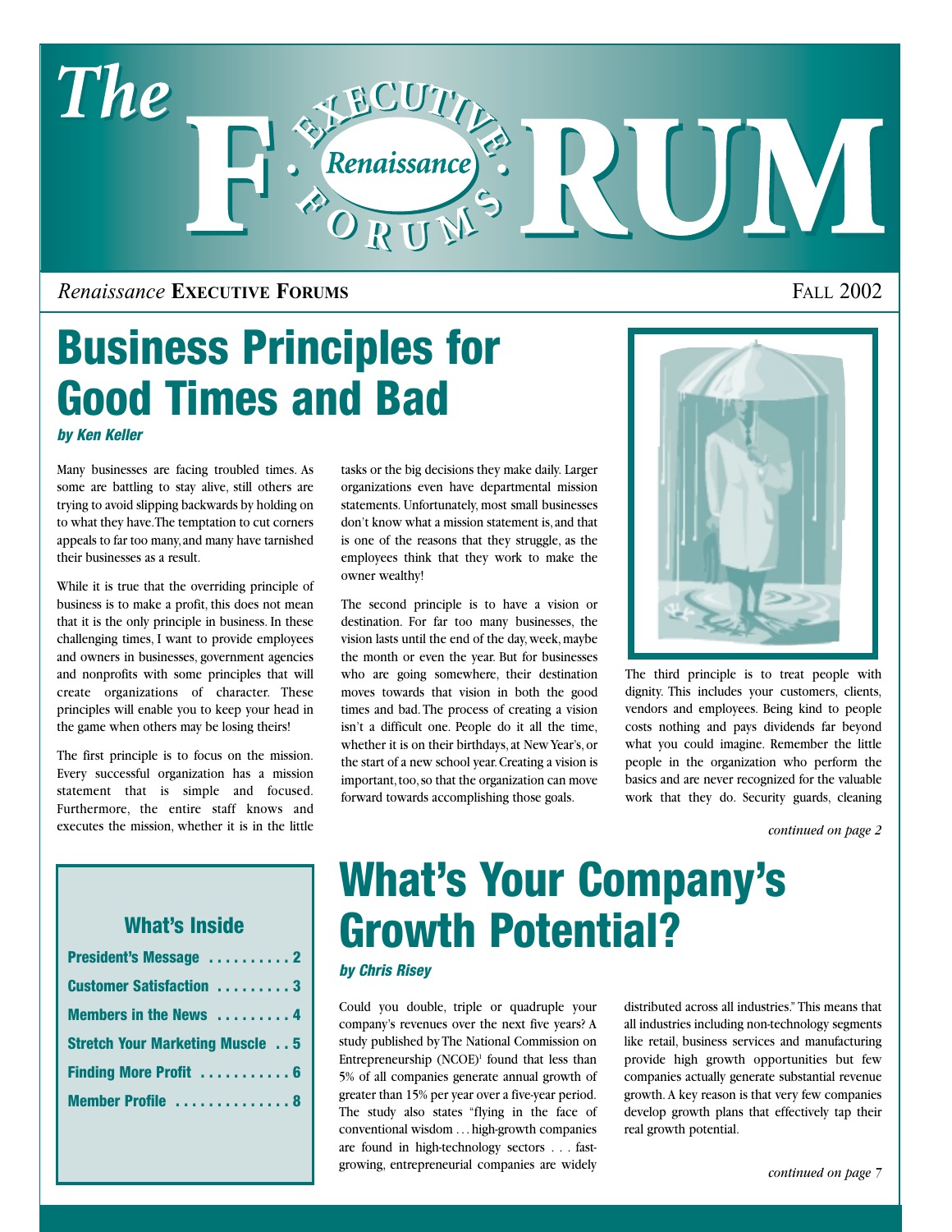# The FORUM

*Renaissance* **EXECUTIVE FORUMS** FALL 2002

## Business Principles for Good Times and Bad

***by Ken Keller***

Many businesses are facing troubled times. As some are battling to stay alive, still others are trying to avoid slipping backwards by holding on to what they have. The temptation to cut corners appeals to far too many, and many have tarnished their businesses as a result.

While it is true that the overriding principle of business is to make a profit, this does not mean that it is the only principle in business. In these challenging times, I want to provide employees and owners in businesses, government agencies and nonprofits with some principles that will create organizations of character. These principles will enable you to keep your head in the game when others may be losing theirs!

The first principle is to focus on the mission. Every successful organization has a mission statement that is simple and focused. Furthermore, the entire staff knows and executes the mission, whether it is in the little tasks or the big decisions they make daily. Larger organizations even have departmental mission statements. Unfortunately, most small businesses don't know what a mission statement is, and that is one of the reasons that they struggle, as the employees think that they work to make the owner wealthy!

The second principle is to have a vision or destination. For far too many businesses, the vision lasts until the end of the day, week, maybe the month or even the year. But for businesses who are going somewhere, their destination moves towards that vision in both the good times and bad. The process of creating a vision isn't a difficult one. People do it all the time, whether it is on their birthdays, at New Year's, or the start of a new school year. Creating a vision is important, too, so that the organization can move forward towards accomplishing those goals.

The third principle is to treat people with dignity. This includes your customers, clients, vendors and employees. Being kind to people costs nothing and pays dividends far beyond what you could imagine. Remember the little people in the organization who perform the basics and are never recognized for the valuable work that they do. Security guards, cleaning

*continued on page 2*

### What's Inside

- **President's Message** .......... 2
- **Customer Satisfaction** ......... 3
- **Members in the News** ......... 4
- **Stretch Your Marketing Muscle** . . 5
- **Finding More Profit** ........... 6
- **Member Profile** .............. 8

## What's Your Company's Growth Potential?

***by Chris Risey***

Could you double, triple or quadruple your company's revenues over the next five years? A study published by The National Commission on Entrepreneurship (NCOE)[1] found that less than 5% of all companies generate annual growth of greater than 15% per year over a five-year period. The study also states "flying in the face of conventional wisdom . . . high-growth companies are found in high-technology sectors . . . fast-growing, entrepreneurial companies are widely distributed across all industries." This means that all industries including non-technology segments like retail, business services and manufacturing provide high growth opportunities but few companies actually generate substantial revenue growth. A key reason is that very few companies develop growth plans that effectively tap their real growth potential.

*continued on page 7*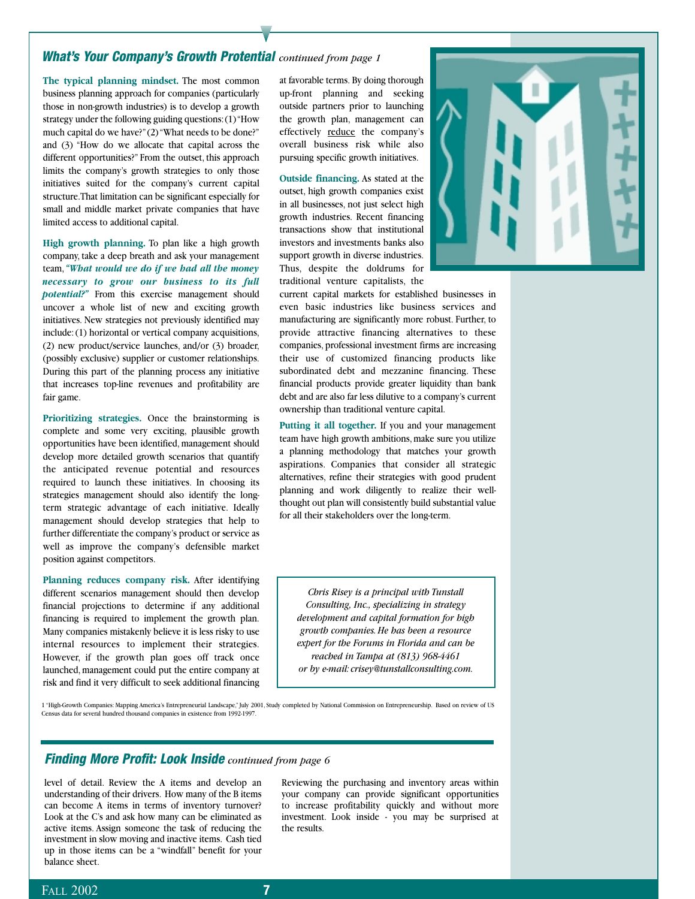## *What's Your Company's Growth Potential* *continued from page 1*

**The typical planning mindset.** The most common business planning approach for companies (particularly those in non-growth industries) is to develop a growth strategy under the following guiding questions: (1) "How much capital do we have?" (2) "What needs to be done?" and (3) "How do we allocate that capital across the different opportunities?" From the outset, this approach limits the company's growth strategies to only those initiatives suited for the company's current capital structure. That limitation can be significant especially for small and middle market private companies that have limited access to additional capital.

**High growth planning.** To plan like a high growth company, take a deep breath and ask your management team, ***"What would we do if we had all the money necessary to grow our business to its full potential?"*** From this exercise management should uncover a whole list of new and exciting growth initiatives. New strategies not previously identified may include: (1) horizontal or vertical company acquisitions, (2) new product/service launches, and/or (3) broader, (possibly exclusive) supplier or customer relationships. During this part of the planning process any initiative that increases top-line revenues and profitability are fair game.

**Prioritizing strategies.** Once the brainstorming is complete and some very exciting, plausible growth opportunities have been identified, management should develop more detailed growth scenarios that quantify the anticipated revenue potential and resources required to launch these initiatives. In choosing its strategies management should also identify the long-term strategic advantage of each initiative. Ideally management should develop strategies that help to further differentiate the company's product or service as well as improve the company's defensible market position against competitors.

**Planning reduces company risk.** After identifying different scenarios management should then develop financial projections to determine if any additional financing is required to implement the growth plan. Many companies mistakenly believe it is less risky to use internal resources to implement their strategies. However, if the growth plan goes off track once launched, management could put the entire company at risk and find it very difficult to seek additional financing at favorable terms. By doing thorough up-front planning and seeking outside partners prior to launching the growth plan, management can effectively reduce the company's overall business risk while also pursuing specific growth initiatives.

**Outside financing.** As stated at the outset, high growth companies exist in all businesses, not just select high growth industries. Recent financing transactions show that institutional investors and investments banks also support growth in diverse industries. Thus, despite the doldrums for traditional venture capitalists, the current capital markets for established businesses in even basic industries like business services and manufacturing are significantly more robust. Further, to provide attractive financing alternatives to these companies, professional investment firms are increasing their use of customized financing products like subordinated debt and mezzanine financing. These financial products provide greater liquidity than bank debt and are also far less dilutive to a company's current ownership than traditional venture capital.

**Putting it all together.** If you and your management team have high growth ambitions, make sure you utilize a planning methodology that matches your growth aspirations. Companies that consider all strategic alternatives, refine their strategies with good prudent planning and work diligently to realize their well-thought out plan will consistently build substantial value for all their stakeholders over the long-term.

*Chris Risey is a principal with Tunstall Consulting, Inc., specializing in strategy development and capital formation for high growth companies. He has been a resource expert for the Forums in Florida and can be reached in Tampa at (813) 968-4461 or by e-mail: crisey@tunstallconsulting.com.*

1 "High-Growth Companies: Mapping America's Entrepreneurial Landscape," July 2001, Study completed by National Commission on Entrepreneurship. Based on review of US Census data for several hundred thousand companies in existence from 1992-1997.

## *Finding More Profit: Look Inside* *continued from page 6*

level of detail. Review the A items and develop an understanding of their drivers. How many of the B items can become A items in terms of inventory turnover? Look at the C's and ask how many can be eliminated as active items. Assign someone the task of reducing the investment in slow moving and inactive items. Cash tied up in those items can be a "windfall" benefit for your balance sheet.

Reviewing the purchasing and inventory areas within your company can provide significant opportunities to increase profitability quickly and without more investment. Look inside - you may be surprised at the results.